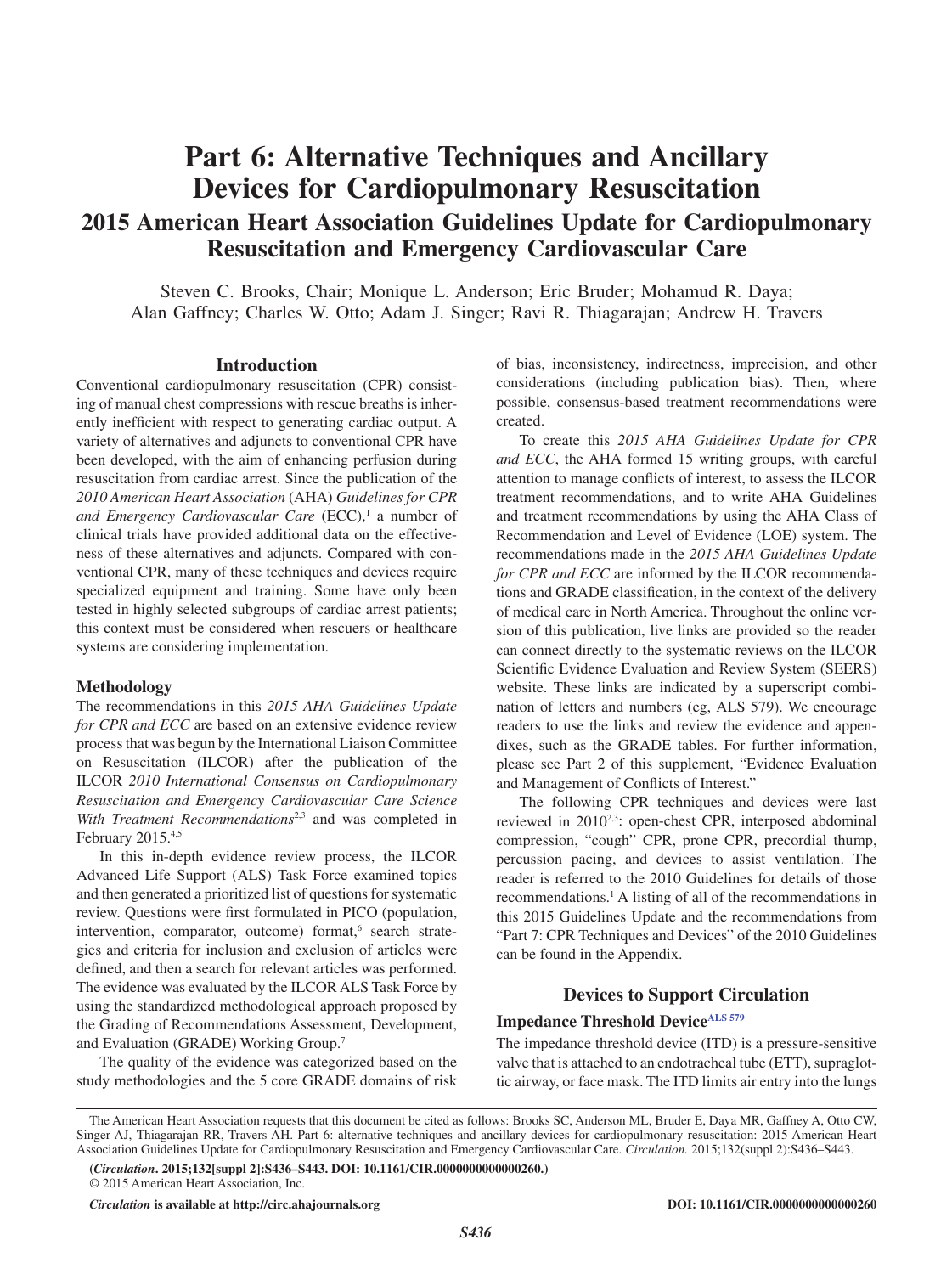# Part 6: Alternative Techniques and Ancillary Devices for Cardiopulmonary Resuscitation

## 2015 American Heart Association Guidelines Update for Cardiopulmonary Resuscitation and Emergency Cardiovascular Care

Steven C. Brooks, Chair; Monique L. Anderson; Eric Bruder; Mohamud R. Daya; Alan Gaffney; Charles W. Otto; Adam J. Singer; Ravi R. Thiagarajan; Andrew H. Travers

## Introduction

Conventional cardiopulmonary resuscitation (CPR) consisting of manual chest compressions with rescue breaths is inherently inefficient with respect to generating cardiac output. A variety of alternatives and adjuncts to conventional CPR have been developed, with the aim of enhancing perfusion during resuscitation from cardiac arrest. Since the publication of the *2010 American Heart Association* (AHA) *Guidelines for CPR and Emergency Cardiovascular Care* (ECC),[1] a number of clinical trials have provided additional data on the effectiveness of these alternatives and adjuncts. Compared with conventional CPR, many of these techniques and devices require specialized equipment and training. Some have only been tested in highly selected subgroups of cardiac arrest patients; this context must be considered when rescuers or healthcare systems are considering implementation.

### Methodology

The recommendations in this *2015 AHA Guidelines Update for CPR and ECC* are based on an extensive evidence review process that was begun by the International Liaison Committee on Resuscitation (ILCOR) after the publication of the ILCOR *2010 International Consensus on Cardiopulmonary Resuscitation and Emergency Cardiovascular Care Science With Treatment Recommendations*[2,3] and was completed in February 2015.[4,5]

In this in-depth evidence review process, the ILCOR Advanced Life Support (ALS) Task Force examined topics and then generated a prioritized list of questions for systematic review. Questions were first formulated in PICO (population, intervention, comparator, outcome) format,[6] search strategies and criteria for inclusion and exclusion of articles were defined, and then a search for relevant articles was performed. The evidence was evaluated by the ILCOR ALS Task Force by using the standardized methodological approach proposed by the Grading of Recommendations Assessment, Development, and Evaluation (GRADE) Working Group.[7]

The quality of the evidence was categorized based on the study methodologies and the 5 core GRADE domains of risk of bias, inconsistency, indirectness, imprecision, and other considerations (including publication bias). Then, where possible, consensus-based treatment recommendations were created.

To create this *2015 AHA Guidelines Update for CPR and ECC*, the AHA formed 15 writing groups, with careful attention to manage conflicts of interest, to assess the ILCOR treatment recommendations, and to write AHA Guidelines and treatment recommendations by using the AHA Class of Recommendation and Level of Evidence (LOE) system. The recommendations made in the *2015 AHA Guidelines Update for CPR and ECC* are informed by the ILCOR recommendations and GRADE classification, in the context of the delivery of medical care in North America. Throughout the online version of this publication, live links are provided so the reader can connect directly to the systematic reviews on the ILCOR Scientific Evidence Evaluation and Review System (SEERS) website. These links are indicated by a superscript combination of letters and numbers (eg, ALS 579). We encourage readers to use the links and review the evidence and appendixes, such as the GRADE tables. For further information, please see Part 2 of this supplement, "Evidence Evaluation and Management of Conflicts of Interest."

The following CPR techniques and devices were last reviewed in 2010[2,3]: open-chest CPR, interposed abdominal compression, "cough" CPR, prone CPR, precordial thump, percussion pacing, and devices to assist ventilation. The reader is referred to the 2010 Guidelines for details of those recommendations.[1] A listing of all of the recommendations in this 2015 Guidelines Update and the recommendations from "Part 7: CPR Techniques and Devices" of the 2010 Guidelines can be found in the Appendix.

## Devices to Support Circulation

### Impedance Threshold Device[ALS 579]

The impedance threshold device (ITD) is a pressure-sensitive valve that is attached to an endotracheal tube (ETT), supraglottic airway, or face mask. The ITD limits air entry into the lungs

The American Heart Association requests that this document be cited as follows: Brooks SC, Anderson ML, Bruder E, Daya MR, Gaffney A, Otto CW, Singer AJ, Thiagarajan RR, Travers AH. Part 6: alternative techniques and ancillary devices for cardiopulmonary resuscitation: 2015 American Heart Association Guidelines Update for Cardiopulmonary Resuscitation and Emergency Cardiovascular Care. *Circulation.* 2015;132(suppl 2):S436–S443.

(*Circulation*. 2015;132[suppl 2]:S436–S443. DOI: 10.1161/CIR.0000000000000260.)

© 2015 American Heart Association, Inc.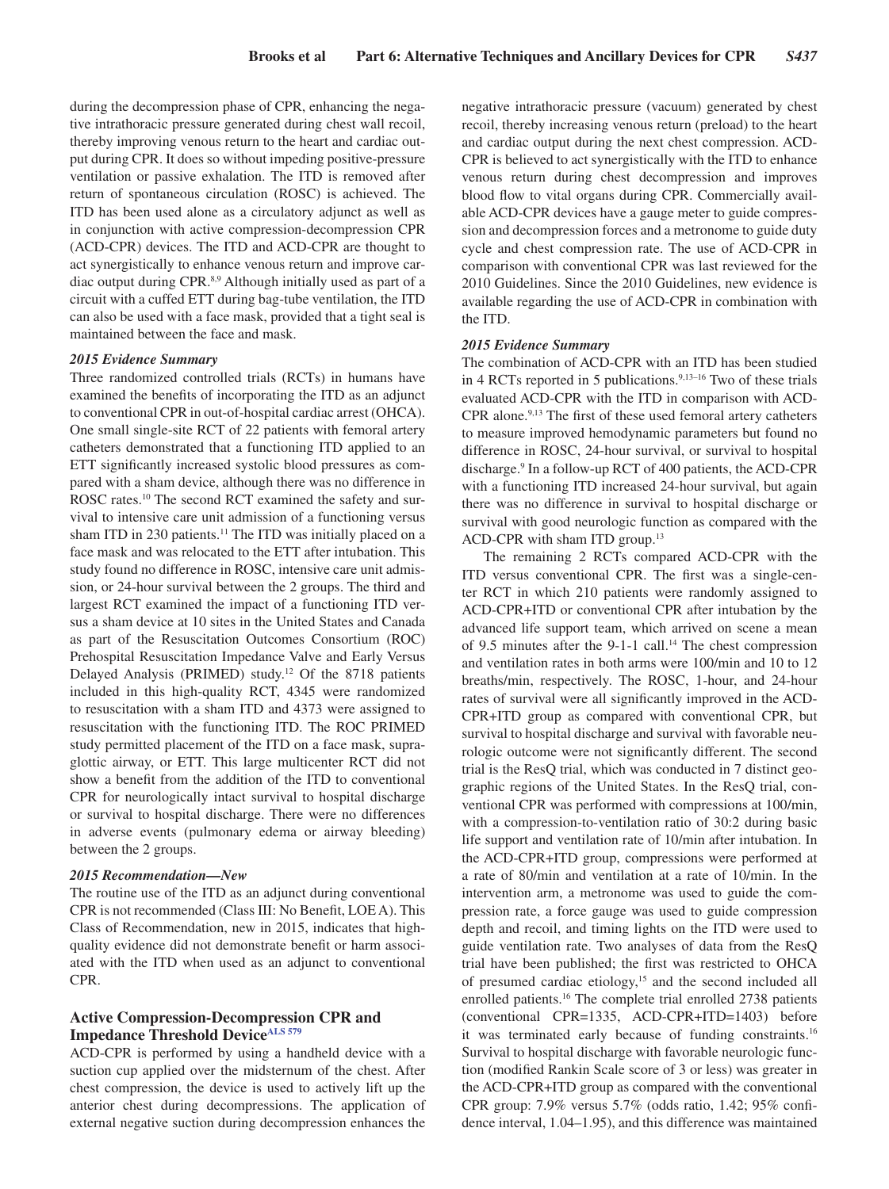during the decompression phase of CPR, enhancing the negative intrathoracic pressure generated during chest wall recoil, thereby improving venous return to the heart and cardiac output during CPR. It does so without impeding positive-pressure ventilation or passive exhalation. The ITD is removed after return of spontaneous circulation (ROSC) is achieved. The ITD has been used alone as a circulatory adjunct as well as in conjunction with active compression-decompression CPR (ACD-CPR) devices. The ITD and ACD-CPR are thought to act synergistically to enhance venous return and improve cardiac output during CPR.[8,9] Although initially used as part of a circuit with a cuffed ETT during bag-tube ventilation, the ITD can also be used with a face mask, provided that a tight seal is maintained between the face and mask.

#### *2015 Evidence Summary*

Three randomized controlled trials (RCTs) in humans have examined the benefits of incorporating the ITD as an adjunct to conventional CPR in out-of-hospital cardiac arrest (OHCA). One small single-site RCT of 22 patients with femoral artery catheters demonstrated that a functioning ITD applied to an ETT significantly increased systolic blood pressures as compared with a sham device, although there was no difference in ROSC rates.[10] The second RCT examined the safety and survival to intensive care unit admission of a functioning versus sham ITD in 230 patients.[11] The ITD was initially placed on a face mask and was relocated to the ETT after intubation. This study found no difference in ROSC, intensive care unit admission, or 24-hour survival between the 2 groups. The third and largest RCT examined the impact of a functioning ITD versus a sham device at 10 sites in the United States and Canada as part of the Resuscitation Outcomes Consortium (ROC) Prehospital Resuscitation Impedance Valve and Early Versus Delayed Analysis (PRIMED) study.[12] Of the 8718 patients included in this high-quality RCT, 4345 were randomized to resuscitation with a sham ITD and 4373 were assigned to resuscitation with the functioning ITD. The ROC PRIMED study permitted placement of the ITD on a face mask, supraglottic airway, or ETT. This large multicenter RCT did not show a benefit from the addition of the ITD to conventional CPR for neurologically intact survival to hospital discharge or survival to hospital discharge. There were no differences in adverse events (pulmonary edema or airway bleeding) between the 2 groups.

#### *2015 Recommendation—New*

The routine use of the ITD as an adjunct during conventional CPR is not recommended (Class III: No Benefit, LOE A). This Class of Recommendation, new in 2015, indicates that high-quality evidence did not demonstrate benefit or harm associated with the ITD when used as an adjunct to conventional CPR.

## Active Compression-Decompression CPR and Impedance Threshold Device[ALS 579]

ACD-CPR is performed by using a handheld device with a suction cup applied over the midsternum of the chest. After chest compression, the device is used to actively lift up the anterior chest during decompressions. The application of external negative suction during decompression enhances the negative intrathoracic pressure (vacuum) generated by chest recoil, thereby increasing venous return (preload) to the heart and cardiac output during the next chest compression. ACD-CPR is believed to act synergistically with the ITD to enhance venous return during chest decompression and improves blood flow to vital organs during CPR. Commercially available ACD-CPR devices have a gauge meter to guide compression and decompression forces and a metronome to guide duty cycle and chest compression rate. The use of ACD-CPR in comparison with conventional CPR was last reviewed for the 2010 Guidelines. Since the 2010 Guidelines, new evidence is available regarding the use of ACD-CPR in combination with the ITD.

#### *2015 Evidence Summary*

The combination of ACD-CPR with an ITD has been studied in 4 RCTs reported in 5 publications.[9,13–16] Two of these trials evaluated ACD-CPR with the ITD in comparison with ACD-CPR alone.[9,13] The first of these used femoral artery catheters to measure improved hemodynamic parameters but found no difference in ROSC, 24-hour survival, or survival to hospital discharge.[9] In a follow-up RCT of 400 patients, the ACD-CPR with a functioning ITD increased 24-hour survival, but again there was no difference in survival to hospital discharge or survival with good neurologic function as compared with the ACD-CPR with sham ITD group.[13]

The remaining 2 RCTs compared ACD-CPR with the ITD versus conventional CPR. The first was a single-center RCT in which 210 patients were randomly assigned to ACD-CPR+ITD or conventional CPR after intubation by the advanced life support team, which arrived on scene a mean of 9.5 minutes after the 9-1-1 call.[14] The chest compression and ventilation rates in both arms were 100/min and 10 to 12 breaths/min, respectively. The ROSC, 1-hour, and 24-hour rates of survival were all significantly improved in the ACD-CPR+ITD group as compared with conventional CPR, but survival to hospital discharge and survival with favorable neurologic outcome were not significantly different. The second trial is the ResQ trial, which was conducted in 7 distinct geographic regions of the United States. In the ResQ trial, conventional CPR was performed with compressions at 100/min, with a compression-to-ventilation ratio of 30:2 during basic life support and ventilation rate of 10/min after intubation. In the ACD-CPR+ITD group, compressions were performed at a rate of 80/min and ventilation at a rate of 10/min. In the intervention arm, a metronome was used to guide the compression rate, a force gauge was used to guide compression depth and recoil, and timing lights on the ITD were used to guide ventilation rate. Two analyses of data from the ResQ trial have been published; the first was restricted to OHCA of presumed cardiac etiology,[15] and the second included all enrolled patients.[16] The complete trial enrolled 2738 patients (conventional CPR=1335, ACD-CPR+ITD=1403) before it was terminated early because of funding constraints.[16] Survival to hospital discharge with favorable neurologic function (modified Rankin Scale score of 3 or less) was greater in the ACD-CPR+ITD group as compared with the conventional CPR group: 7.9% versus 5.7% (odds ratio, 1.42; 95% confidence interval, 1.04–1.95), and this difference was maintained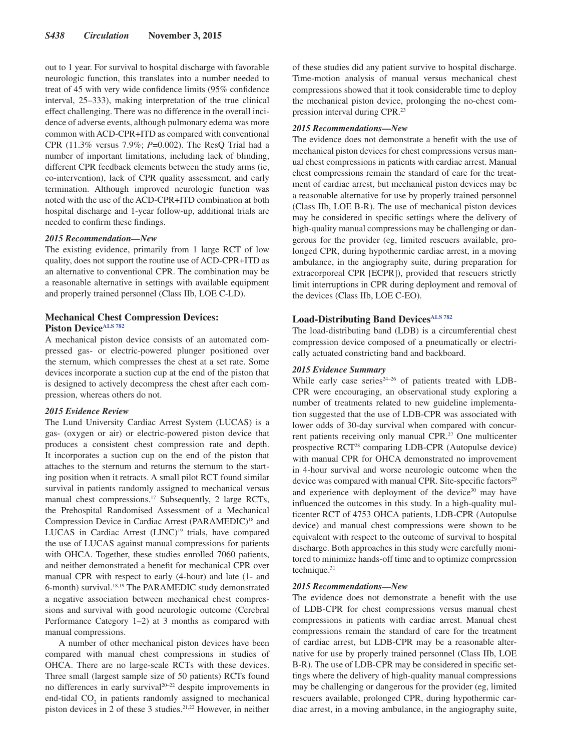out to 1 year. For survival to hospital discharge with favorable neurologic function, this translates into a number needed to treat of 45 with very wide confidence limits (95% confidence interval, 25–333), making interpretation of the true clinical effect challenging. There was no difference in the overall incidence of adverse events, although pulmonary edema was more common with ACD-CPR+ITD as compared with conventional CPR (11.3% versus 7.9%; $P$=0.002). The ResQ Trial had a number of important limitations, including lack of blinding, different CPR feedback elements between the study arms (ie, co-intervention), lack of CPR quality assessment, and early termination. Although improved neurologic function was noted with the use of the ACD-CPR+ITD combination at both hospital discharge and 1-year follow-up, additional trials are needed to confirm these findings.

#### *2015 Recommendation—New*

The existing evidence, primarily from 1 large RCT of low quality, does not support the routine use of ACD-CPR+ITD as an alternative to conventional CPR. The combination may be a reasonable alternative in settings with available equipment and properly trained personnel (Class IIb, LOE C-LD).

### Mechanical Chest Compression Devices: Piston Device[ALS 782]

A mechanical piston device consists of an automated compressed gas- or electric-powered plunger positioned over the sternum, which compresses the chest at a set rate. Some devices incorporate a suction cup at the end of the piston that is designed to actively decompress the chest after each compression, whereas others do not.

#### *2015 Evidence Review*

The Lund University Cardiac Arrest System (LUCAS) is a gas- (oxygen or air) or electric-powered piston device that produces a consistent chest compression rate and depth. It incorporates a suction cup on the end of the piston that attaches to the sternum and returns the sternum to the starting position when it retracts. A small pilot RCT found similar survival in patients randomly assigned to mechanical versus manual chest compressions.[17] Subsequently, 2 large RCTs, the Prehospital Randomised Assessment of a Mechanical Compression Device in Cardiac Arrest (PARAMEDIC)[18] and LUCAS in Cardiac Arrest (LINC)[19] trials, have compared the use of LUCAS against manual compressions for patients with OHCA. Together, these studies enrolled 7060 patients, and neither demonstrated a benefit for mechanical CPR over manual CPR with respect to early (4-hour) and late (1- and 6-month) survival.[18,19] The PARAMEDIC study demonstrated a negative association between mechanical chest compressions and survival with good neurologic outcome (Cerebral Performance Category 1–2) at 3 months as compared with manual compressions.

A number of other mechanical piston devices have been compared with manual chest compressions in studies of OHCA. There are no large-scale RCTs with these devices. Three small (largest sample size of 50 patients) RCTs found no differences in early survival[20–22] despite improvements in end-tidal $CO_2$ in patients randomly assigned to mechanical piston devices in 2 of these 3 studies.[21,22] However, in neither of these studies did any patient survive to hospital discharge. Time-motion analysis of manual versus mechanical chest compressions showed that it took considerable time to deploy the mechanical piston device, prolonging the no-chest compression interval during CPR.[23]

#### *2015 Recommendations—New*

The evidence does not demonstrate a benefit with the use of mechanical piston devices for chest compressions versus manual chest compressions in patients with cardiac arrest. Manual chest compressions remain the standard of care for the treatment of cardiac arrest, but mechanical piston devices may be a reasonable alternative for use by properly trained personnel (Class IIb, LOE B-R). The use of mechanical piston devices may be considered in specific settings where the delivery of high-quality manual compressions may be challenging or dangerous for the provider (eg, limited rescuers available, prolonged CPR, during hypothermic cardiac arrest, in a moving ambulance, in the angiography suite, during preparation for extracorporeal CPR [ECPR]), provided that rescuers strictly limit interruptions in CPR during deployment and removal of the devices (Class IIb, LOE C-EO).

### Load-Distributing Band Devices[ALS 782]

The load-distributing band (LDB) is a circumferential chest compression device composed of a pneumatically or electrically actuated constricting band and backboard.

#### *2015 Evidence Summary*

While early case series[24–26] of patients treated with LDB-CPR were encouraging, an observational study exploring a number of treatments related to new guideline implementation suggested that the use of LDB-CPR was associated with lower odds of 30-day survival when compared with concurrent patients receiving only manual CPR.[27] One multicenter prospective RCT[28] comparing LDB-CPR (Autopulse device) with manual CPR for OHCA demonstrated no improvement in 4-hour survival and worse neurologic outcome when the device was compared with manual CPR. Site-specific factors[29] and experience with deployment of the device[30] may have influenced the outcomes in this study. In a high-quality multicenter RCT of 4753 OHCA patients, LDB-CPR (Autopulse device) and manual chest compressions were shown to be equivalent with respect to the outcome of survival to hospital discharge. Both approaches in this study were carefully monitored to minimize hands-off time and to optimize compression technique.[31]

#### *2015 Recommendations—New*

The evidence does not demonstrate a benefit with the use of LDB-CPR for chest compressions versus manual chest compressions in patients with cardiac arrest. Manual chest compressions remain the standard of care for the treatment of cardiac arrest, but LDB-CPR may be a reasonable alternative for use by properly trained personnel (Class IIb, LOE B-R). The use of LDB-CPR may be considered in specific settings where the delivery of high-quality manual compressions may be challenging or dangerous for the provider (eg, limited rescuers available, prolonged CPR, during hypothermic cardiac arrest, in a moving ambulance, in the angiography suite,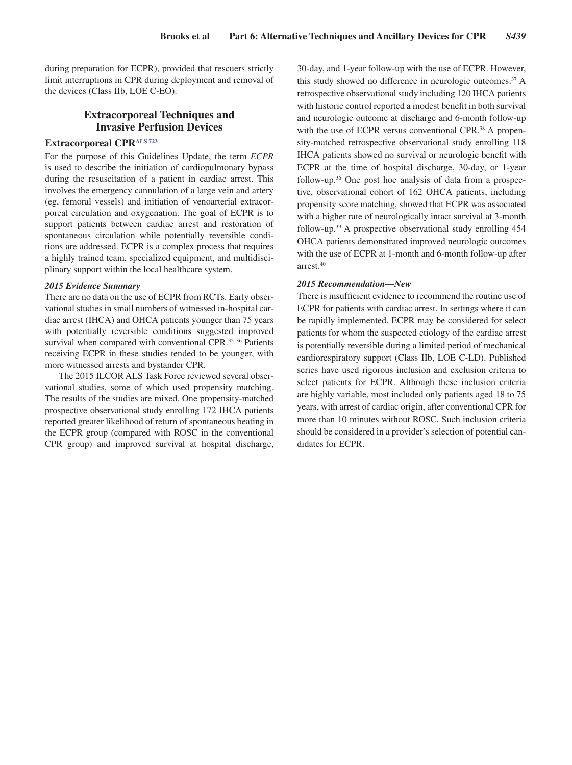during preparation for ECPR), provided that rescuers strictly limit interruptions in CPR during deployment and removal of the devices (Class IIb, LOE C-EO).

## Extracorporeal Techniques and Invasive Perfusion Devices

### Extracorporeal CPR[ALS 723]

For the purpose of this Guidelines Update, the term *ECPR* is used to describe the initiation of cardiopulmonary bypass during the resuscitation of a patient in cardiac arrest. This involves the emergency cannulation of a large vein and artery (eg, femoral vessels) and initiation of venoarterial extracorporeal circulation and oxygenation. The goal of ECPR is to support patients between cardiac arrest and restoration of spontaneous circulation while potentially reversible conditions are addressed. ECPR is a complex process that requires a highly trained team, specialized equipment, and multidisciplinary support within the local healthcare system.

#### *2015 Evidence Summary*

There are no data on the use of ECPR from RCTs. Early observational studies in small numbers of witnessed in-hospital cardiac arrest (IHCA) and OHCA patients younger than 75 years with potentially reversible conditions suggested improved survival when compared with conventional CPR.[32–36] Patients receiving ECPR in these studies tended to be younger, with more witnessed arrests and bystander CPR.

The 2015 ILCOR ALS Task Force reviewed several observational studies, some of which used propensity matching. The results of the studies are mixed. One propensity-matched prospective observational study enrolling 172 IHCA patients reported greater likelihood of return of spontaneous beating in the ECPR group (compared with ROSC in the conventional CPR group) and improved survival at hospital discharge, 30-day, and 1-year follow-up with the use of ECPR. However, this study showed no difference in neurologic outcomes.[37] A retrospective observational study including 120 IHCA patients with historic control reported a modest benefit in both survival and neurologic outcome at discharge and 6-month follow-up with the use of ECPR versus conventional CPR.[38] A propensity-matched retrospective observational study enrolling 118 IHCA patients showed no survival or neurologic benefit with ECPR at the time of hospital discharge, 30-day, or 1-year follow-up.[36] One post hoc analysis of data from a prospective, observational cohort of 162 OHCA patients, including propensity score matching, showed that ECPR was associated with a higher rate of neurologically intact survival at 3-month follow-up.[39] A prospective observational study enrolling 454 OHCA patients demonstrated improved neurologic outcomes with the use of ECPR at 1-month and 6-month follow-up after arrest.[40]

#### *2015 Recommendation—New*

There is insufficient evidence to recommend the routine use of ECPR for patients with cardiac arrest. In settings where it can be rapidly implemented, ECPR may be considered for select patients for whom the suspected etiology of the cardiac arrest is potentially reversible during a limited period of mechanical cardiorespiratory support (Class IIb, LOE C-LD). Published series have used rigorous inclusion and exclusion criteria to select patients for ECPR. Although these inclusion criteria are highly variable, most included only patients aged 18 to 75 years, with arrest of cardiac origin, after conventional CPR for more than 10 minutes without ROSC. Such inclusion criteria should be considered in a provider's selection of potential candidates for ECPR.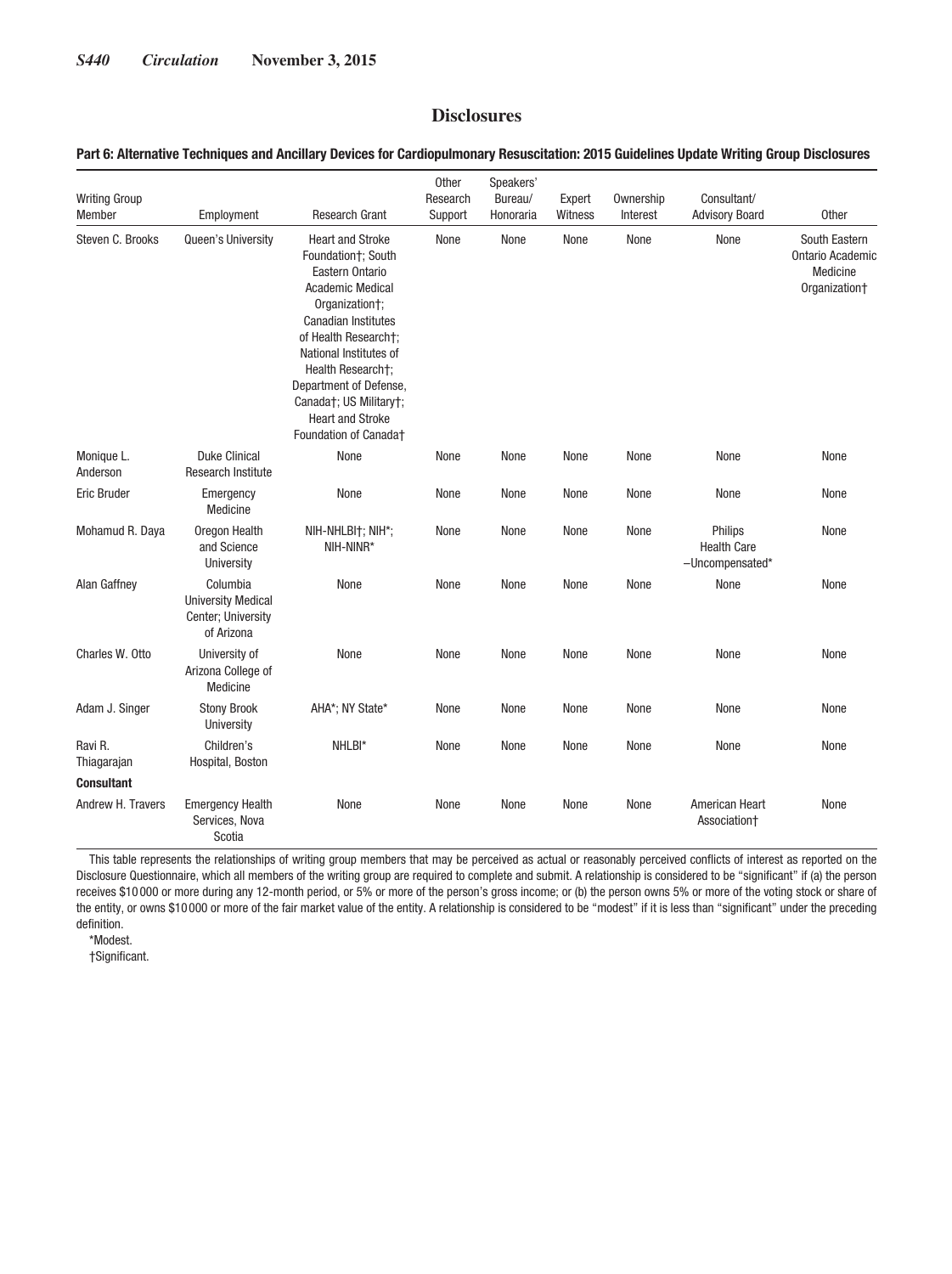# Disclosures

**Part 6: Alternative Techniques and Ancillary Devices for Cardiopulmonary Resuscitation: 2015 Guidelines Update Writing Group Disclosures**

| Writing Group Member | Employment | Research Grant | Other Research Support | Speakers' Bureau/ Honoraria | Expert Witness | Ownership Interest | Consultant/ Advisory Board | Other |
|---|---|---|---|---|---|---|---|---|
| Steven C. Brooks | Queen's University | Heart and Stroke Foundation†; South Eastern Ontario Academic Medical Organization†; Canadian Institutes of Health Research†; National Institutes of Health Research†; Department of Defense, Canada†; US Military†; Heart and Stroke Foundation of Canada† | None | None | None | None | None | South Eastern Ontario Academic Medicine Organization† |
| Monique L. Anderson | Duke Clinical Research Institute | None | None | None | None | None | None | None |
| Eric Bruder | Emergency Medicine | None | None | None | None | None | None | None |
| Mohamud R. Daya | Oregon Health and Science University | NIH-NHLBI†; NIH*; NIH-NINR* | None | None | None | None | Philips Health Care –Uncompensated* | None |
| Alan Gaffney | Columbia University Medical Center; University of Arizona | None | None | None | None | None | None | None |
| Charles W. Otto | University of Arizona College of Medicine | None | None | None | None | None | None | None |
| Adam J. Singer | Stony Brook University | AHA*; NY State* | None | None | None | None | None | None |
| Ravi R. Thiagarajan | Children's Hospital, Boston | NHLBI* | None | None | None | None | None | None |
| **Consultant** | | | | | | | | |
| Andrew H. Travers | Emergency Health Services, Nova Scotia | None | None | None | None | None | American Heart Association† | None |

This table represents the relationships of writing group members that may be perceived as actual or reasonably perceived conflicts of interest as reported on the Disclosure Questionnaire, which all members of the writing group are required to complete and submit. A relationship is considered to be "significant" if (a) the person receives $10 000 or more during any 12-month period, or 5% or more of the person's gross income; or (b) the person owns 5% or more of the voting stock or share of the entity, or owns $10 000 or more of the fair market value of the entity. A relationship is considered to be "modest" if it is less than "significant" under the preceding definition.

*Modest.

†Significant.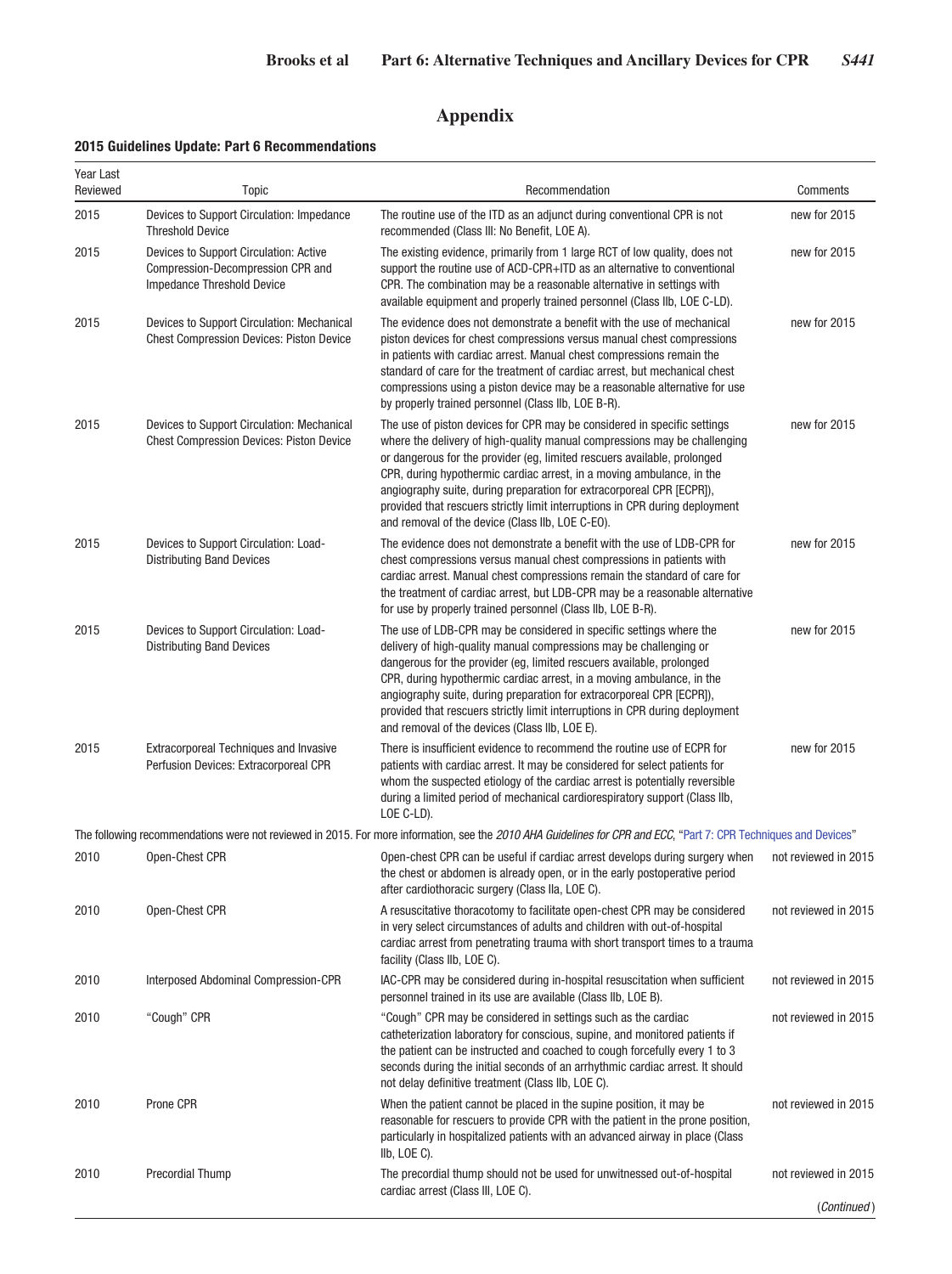## Appendix

### 2015 Guidelines Update: Part 6 Recommendations

| Year Last Reviewed | Topic | Recommendation | Comments |
|---|---|---|---|
| 2015 | Devices to Support Circulation: Impedance Threshold Device | The routine use of the ITD as an adjunct during conventional CPR is not recommended (Class III: No Benefit, LOE A). | new for 2015 |
| 2015 | Devices to Support Circulation: Active Compression-Decompression CPR and Impedance Threshold Device | The existing evidence, primarily from 1 large RCT of low quality, does not support the routine use of ACD-CPR+ITD as an alternative to conventional CPR. The combination may be a reasonable alternative in settings with available equipment and properly trained personnel (Class IIb, LOE C-LD). | new for 2015 |
| 2015 | Devices to Support Circulation: Mechanical Chest Compression Devices: Piston Device | The evidence does not demonstrate a benefit with the use of mechanical piston devices for chest compressions versus manual chest compressions in patients with cardiac arrest. Manual chest compressions remain the standard of care for the treatment of cardiac arrest, but mechanical chest compressions using a piston device may be a reasonable alternative for use by properly trained personnel (Class IIb, LOE B-R). | new for 2015 |
| 2015 | Devices to Support Circulation: Mechanical Chest Compression Devices: Piston Device | The use of piston devices for CPR may be considered in specific settings where the delivery of high-quality manual compressions may be challenging or dangerous for the provider (eg, limited rescuers available, prolonged CPR, during hypothermic cardiac arrest, in a moving ambulance, in the angiography suite, during preparation for extracorporeal CPR [ECPR]), provided that rescuers strictly limit interruptions in CPR during deployment and removal of the device (Class IIb, LOE C-EO). | new for 2015 |
| 2015 | Devices to Support Circulation: Load-Distributing Band Devices | The evidence does not demonstrate a benefit with the use of LDB-CPR for chest compressions versus manual chest compressions in patients with cardiac arrest. Manual chest compressions remain the standard of care for the treatment of cardiac arrest, but LDB-CPR may be a reasonable alternative for use by properly trained personnel (Class IIb, LOE B-R). | new for 2015 |
| 2015 | Devices to Support Circulation: Load-Distributing Band Devices | The use of LDB-CPR may be considered in specific settings where the delivery of high-quality manual compressions may be challenging or dangerous for the provider (eg, limited rescuers available, prolonged CPR, during hypothermic cardiac arrest, in a moving ambulance, in the angiography suite, during preparation for extracorporeal CPR [ECPR]), provided that rescuers strictly limit interruptions in CPR during deployment and removal of the devices (Class IIb, LOE E). | new for 2015 |
| 2015 | Extracorporeal Techniques and Invasive Perfusion Devices: Extracorporeal CPR | There is insufficient evidence to recommend the routine use of ECPR for patients with cardiac arrest. It may be considered for select patients for whom the suspected etiology of the cardiac arrest is potentially reversible during a limited period of mechanical cardiorespiratory support (Class IIb, LOE C-LD). | new for 2015 |
| The following recommendations were not reviewed in 2015. For more information, see the *2010 AHA Guidelines for CPR and ECC*, "Part 7: CPR Techniques and Devices" | | | |
| 2010 | Open-Chest CPR | Open-chest CPR can be useful if cardiac arrest develops during surgery when the chest or abdomen is already open, or in the early postoperative period after cardiothoracic surgery (Class IIa, LOE C). | not reviewed in 2015 |
| 2010 | Open-Chest CPR | A resuscitative thoracotomy to facilitate open-chest CPR may be considered in very select circumstances of adults and children with out-of-hospital cardiac arrest from penetrating trauma with short transport times to a trauma facility (Class IIb, LOE C). | not reviewed in 2015 |
| 2010 | Interposed Abdominal Compression-CPR | IAC-CPR may be considered during in-hospital resuscitation when sufficient personnel trained in its use are available (Class IIb, LOE B). | not reviewed in 2015 |
| 2010 | "Cough" CPR | "Cough" CPR may be considered in settings such as the cardiac catheterization laboratory for conscious, supine, and monitored patients if the patient can be instructed and coached to cough forcefully every 1 to 3 seconds during the initial seconds of an arrhythmic cardiac arrest. It should not delay definitive treatment (Class IIb, LOE C). | not reviewed in 2015 |
| 2010 | Prone CPR | When the patient cannot be placed in the supine position, it may be reasonable for rescuers to provide CPR with the patient in the prone position, particularly in hospitalized patients with an advanced airway in place (Class IIb, LOE C). | not reviewed in 2015 |
| 2010 | Precordial Thump | The precordial thump should not be used for unwitnessed out-of-hospital cardiac arrest (Class III, LOE C). | not reviewed in 2015 |

(*Continued*)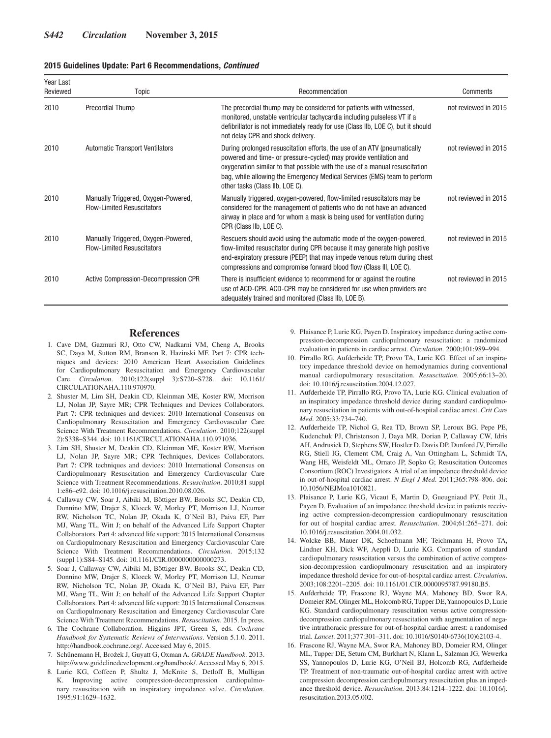**2015 Guidelines Update: Part 6 Recommendations, *Continued***

| Year Last Reviewed | Topic | Recommendation | Comments |
|---|---|---|---|
| 2010 | Precordial Thump | The precordial thump may be considered for patients with witnessed, monitored, unstable ventricular tachycardia including pulseless VT if a defibrillator is not immediately ready for use (Class IIb, LOE C), but it should not delay CPR and shock delivery. | not reviewed in 2015 |
| 2010 | Automatic Transport Ventilators | During prolonged resuscitation efforts, the use of an ATV (pneumatically powered and time- or pressure-cycled) may provide ventilation and oxygenation similar to that possible with the use of a manual resuscitation bag, while allowing the Emergency Medical Services (EMS) team to perform other tasks (Class IIb, LOE C). | not reviewed in 2015 |
| 2010 | Manually Triggered, Oxygen-Powered, Flow-Limited Resuscitators | Manually triggered, oxygen-powered, flow-limited resuscitators may be considered for the management of patients who do not have an advanced airway in place and for whom a mask is being used for ventilation during CPR (Class IIb, LOE C). | not reviewed in 2015 |
| 2010 | Manually Triggered, Oxygen-Powered, Flow-Limited Resuscitators | Rescuers should avoid using the automatic mode of the oxygen-powered, flow-limited resuscitator during CPR because it may generate high positive end-expiratory pressure (PEEP) that may impede venous return during chest compressions and compromise forward blood flow (Class III, LOE C). | not reviewed in 2015 |
| 2010 | Active Compression-Decompression CPR | There is insufficient evidence to recommend for or against the routine use of ACD-CPR. ACD-CPR may be considered for use when providers are adequately trained and monitored (Class IIb, LOE B). | not reviewed in 2015 |

## References

1. Cave DM, Gazmuri RJ, Otto CW, Nadkarni VM, Cheng A, Brooks SC, Daya M, Sutton RM, Branson R, Hazinski MF. Part 7: CPR techniques and devices: 2010 American Heart Association Guidelines for Cardiopulmonary Resuscitation and Emergency Cardiovascular Care. *Circulation*. 2010;122(suppl 3):S720–S728. doi: 10.1161/CIRCULATIONAHA.110.970970.
2. Shuster M, Lim SH, Deakin CD, Kleinman ME, Koster RW, Morrison LJ, Nolan JP, Sayre MR; CPR Techniques and Devices Collaborators. Part 7: CPR techniques and devices: 2010 International Consensus on Cardiopulmonary Resuscitation and Emergency Cardiovascular Care Science With Treatment Recommendations. *Circulation*. 2010;122(suppl 2):S338–S344. doi: 10.1161/CIRCULATIONAHA.110.971036.
3. Lim SH, Shuster M, Deakin CD, Kleinman ME, Koster RW, Morrison LJ, Nolan JP, Sayre MR; CPR Techniques, Devices Collaborators. Part 7: CPR techniques and devices: 2010 International Consensus on Cardiopulmonary Resuscitation and Emergency Cardiovascular Care Science with Treatment Recommendations. *Resuscitation*. 2010;81 suppl 1:e86–e92. doi: 10.1016/j.resuscitation.2010.08.026.
4. Callaway CW, Soar J, Aibiki M, Böttiger BW, Brooks SC, Deakin CD, Donnino MW, Drajer S, Kloeck W, Morley PT, Morrison LJ, Neumar RW, Nicholson TC, Nolan JP, Okada K, O'Neil BJ, Paiva EF, Parr MJ, Wang TL, Witt J; on behalf of the Advanced Life Support Chapter Collaborators. Part 4: advanced life support: 2015 International Consensus on Cardiopulmonary Resuscitation and Emergency Cardiovascular Care Science With Treatment Recommendations. *Circulation*. 2015;132 (suppl 1):S84–S145. doi: 10.1161/CIR.0000000000000273.
5. Soar J, Callaway CW, Aibiki M, Böttiger BW, Brooks SC, Deakin CD, Donnino MW, Drajer S, Kloeck W, Morley PT, Morrison LJ, Neumar RW, Nicholson TC, Nolan JP, Okada K, O'Neil BJ, Paiva EF, Parr MJ, Wang TL, Witt J; on behalf of the Advanced Life Support Chapter Collaborators. Part 4: advanced life support: 2015 International Consensus on Cardiopulmonary Resuscitation and Emergency Cardiovascular Care Science With Treatment Recommendations. *Resuscitation*. 2015. In press.
6. The Cochrane Collaboration. Higgins JPT, Green S, eds. *Cochrane Handbook for Systematic Reviews of Interventions*. Version 5.1.0. 2011. http://handbook.cochrane.org/. Accessed May 6, 2015.
7. Schünemann H, Brożek J, Guyatt G, Oxman A. *GRADE Handbook*. 2013. http://www.guidelinedevelopment.org/handbook/. Accessed May 6, 2015.
8. Lurie KG, Coffeen P, Shultz J, McKnite S, Detloff B, Mulligan K. Improving active compression-decompression cardiopulmonary resuscitation with an inspiratory impedance valve. *Circulation*. 1995;91:1629–1632.
9. Plaisance P, Lurie KG, Payen D. Inspiratory impedance during active compression-decompression cardiopulmonary resuscitation: a randomized evaluation in patients in cardiac arrest. *Circulation*. 2000;101:989–994.
10. Pirrallo RG, Aufderheide TP, Provo TA, Lurie KG. Effect of an inspiratory impedance threshold device on hemodynamics during conventional manual cardiopulmonary resuscitation. *Resuscitation*. 2005;66:13–20. doi: 10.1016/j.resuscitation.2004.12.027.
11. Aufderheide TP, Pirrallo RG, Provo TA, Lurie KG. Clinical evaluation of an inspiratory impedance threshold device during standard cardiopulmonary resuscitation in patients with out-of-hospital cardiac arrest. *Crit Care Med*. 2005;33:734–740.
12. Aufderheide TP, Nichol G, Rea TD, Brown SP, Leroux BG, Pepe PE, Kudenchuk PJ, Christenson J, Daya MR, Dorian P, Callaway CW, Idris AH, Andrusiek D, Stephens SW, Hostler D, Davis DP, Dunford JV, Pirrallo RG, Stiell IG, Clement CM, Craig A, Van Ottingham L, Schmidt TA, Wang HE, Weisfeldt ML, Ornato JP, Sopko G; Resuscitation Outcomes Consortium (ROC) Investigators. A trial of an impedance threshold device in out-of-hospital cardiac arrest. *N Engl J Med*. 2011;365:798–806. doi: 10.1056/NEJMoa1010821.
13. Plaisance P, Lurie KG, Vicaut E, Martin D, Gueugniaud PY, Petit JL, Payen D. Evaluation of an impedance threshold device in patients receiving active compression-decompression cardiopulmonary resuscitation for out of hospital cardiac arrest. *Resuscitation*. 2004;61:265–271. doi: 10.1016/j.resuscitation.2004.01.032.
14. Wolcke BB, Mauer DK, Schoefmann MF, Teichmann H, Provo TA, Lindner KH, Dick WF, Aeppli D, Lurie KG. Comparison of standard cardiopulmonary resuscitation versus the combination of active compression-decompression cardiopulmonary resuscitation and an inspiratory impedance threshold device for out-of-hospital cardiac arrest. *Circulation*. 2003;108:2201–2205. doi: 10.1161/01.CIR.0000095787.99180.B5.
15. Aufderheide TP, Frascone RJ, Wayne MA, Mahoney BD, Swor RA, Domeier RM, Olinger ML, Holcomb RG, Tupper DE, Yannopoulos D, Lurie KG. Standard cardiopulmonary resuscitation versus active compression-decompression cardiopulmonary resuscitation with augmentation of negative intrathoracic pressure for out-of-hospital cardiac arrest: a randomised trial. *Lancet*. 2011;377:301–311. doi: 10.1016/S0140-6736(10)62103-4.
16. Frascone RJ, Wayne MA, Swor RA, Mahoney BD, Domeier RM, Olinger ML, Tupper DE, Setum CM, Burkhart N, Klann L, Salzman JG, Wewerka SS, Yannopoulos D, Lurie KG, O'Neil BJ, Holcomb RG, Aufderheide TP. Treatment of non-traumatic out-of-hospital cardiac arrest with active compression decompression cardiopulmonary resuscitation plus an impedance threshold device. *Resuscitation*. 2013;84:1214–1222. doi: 10.1016/j.resuscitation.2013.05.002.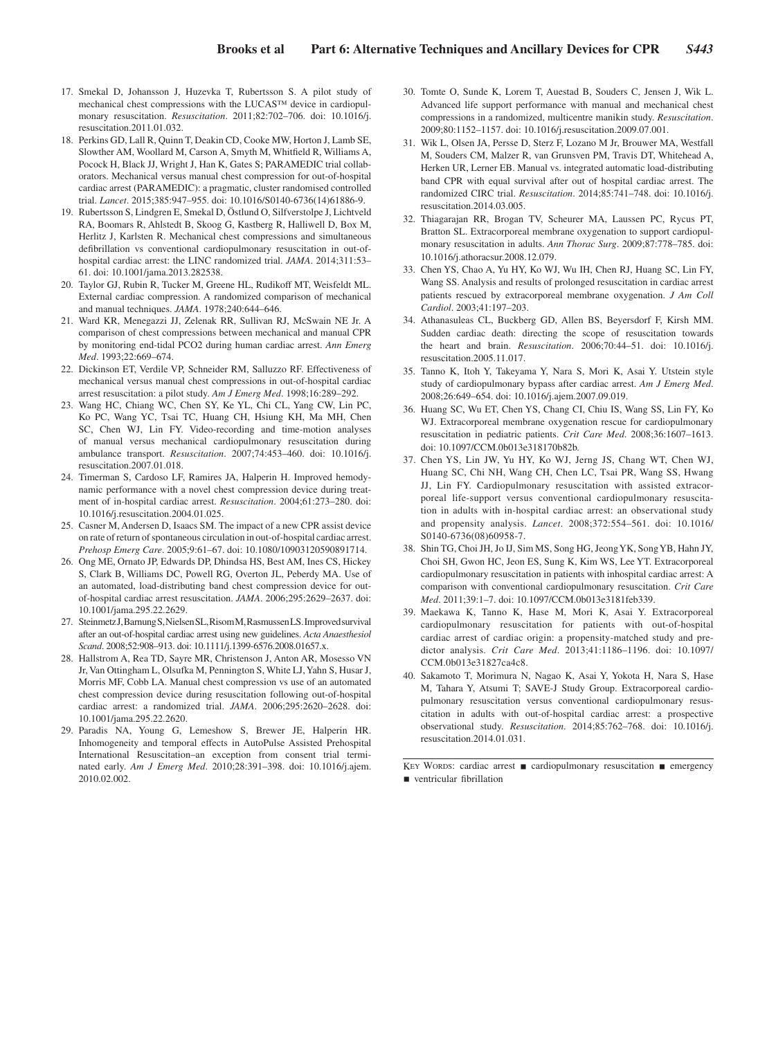17. Smekal D, Johansson J, Huzevka T, Rubertsson S. A pilot study of mechanical chest compressions with the LUCAS™ device in cardiopulmonary resuscitation. *Resuscitation*. 2011;82:702–706. doi: 10.1016/j.resuscitation.2011.01.032.
18. Perkins GD, Lall R, Quinn T, Deakin CD, Cooke MW, Horton J, Lamb SE, Slowther AM, Woollard M, Carson A, Smyth M, Whitfield R, Williams A, Pocock H, Black JJ, Wright J, Han K, Gates S; PARAMEDIC trial collaborators. Mechanical versus manual chest compression for out-of-hospital cardiac arrest (PARAMEDIC): a pragmatic, cluster randomised controlled trial. *Lancet*. 2015;385:947–955. doi: 10.1016/S0140-6736(14)61886-9.
19. Rubertsson S, Lindgren E, Smekal D, Östlund O, Silfverstolpe J, Lichtveld RA, Boomars R, Ahlstedt B, Skoog G, Kastberg R, Halliwell D, Box M, Herlitz J, Karlsten R. Mechanical chest compressions and simultaneous defibrillation vs conventional cardiopulmonary resuscitation in out-of-hospital cardiac arrest: the LINC randomized trial. *JAMA*. 2014;311:53–61. doi: 10.1001/jama.2013.282538.
20. Taylor GJ, Rubin R, Tucker M, Greene HL, Rudikoff MT, Weisfeldt ML. External cardiac compression. A randomized comparison of mechanical and manual techniques. *JAMA*. 1978;240:644–646.
21. Ward KR, Menegazzi JJ, Zelenak RR, Sullivan RJ, McSwain NE Jr. A comparison of chest compressions between mechanical and manual CPR by monitoring end-tidal PCO2 during human cardiac arrest. *Ann Emerg Med*. 1993;22:669–674.
22. Dickinson ET, Verdile VP, Schneider RM, Salluzzo RF. Effectiveness of mechanical versus manual chest compressions in out-of-hospital cardiac arrest resuscitation: a pilot study. *Am J Emerg Med*. 1998;16:289–292.
23. Wang HC, Chiang WC, Chen SY, Ke YL, Chi CL, Yang CW, Lin PC, Ko PC, Wang YC, Tsai TC, Huang CH, Hsiung KH, Ma MH, Chen SC, Chen WJ, Lin FY. Video-recording and time-motion analyses of manual versus mechanical cardiopulmonary resuscitation during ambulance transport. *Resuscitation*. 2007;74:453–460. doi: 10.1016/j.resuscitation.2007.01.018.
24. Timerman S, Cardoso LF, Ramires JA, Halperin H. Improved hemodynamic performance with a novel chest compression device during treatment of in-hospital cardiac arrest. *Resuscitation*. 2004;61:273–280. doi: 10.1016/j.resuscitation.2004.01.025.
25. Casner M, Andersen D, Isaacs SM. The impact of a new CPR assist device on rate of return of spontaneous circulation in out-of-hospital cardiac arrest. *Prehosp Emerg Care*. 2005;9:61–67. doi: 10.1080/10903120590891714.
26. Ong ME, Ornato JP, Edwards DP, Dhindsa HS, Best AM, Ines CS, Hickey S, Clark B, Williams DC, Powell RG, Overton JL, Peberdy MA. Use of an automated, load-distributing band chest compression device for out-of-hospital cardiac arrest resuscitation. *JAMA*. 2006;295:2629–2637. doi: 10.1001/jama.295.22.2629.
27. Steinmetz J, Barnung S, Nielsen SL, Risom M, Rasmussen LS. Improved survival after an out-of-hospital cardiac arrest using new guidelines. *Acta Anaesthesiol Scand*. 2008;52:908–913. doi: 10.1111/j.1399-6576.2008.01657.x.
28. Hallstrom A, Rea TD, Sayre MR, Christenson J, Anton AR, Mosesso VN Jr, Van Ottingham L, Olsufka M, Pennington S, White LJ, Yahn S, Husar J, Morris MF, Cobb LA. Manual chest compression vs use of an automated chest compression device during resuscitation following out-of-hospital cardiac arrest: a randomized trial. *JAMA*. 2006;295:2620–2628. doi: 10.1001/jama.295.22.2620.
29. Paradis NA, Young G, Lemeshow S, Brewer JE, Halperin HR. Inhomogeneity and temporal effects in AutoPulse Assisted Prehospital International Resuscitation–an exception from consent trial terminated early. *Am J Emerg Med*. 2010;28:391–398. doi: 10.1016/j.ajem.2010.02.002.
30. Tomte O, Sunde K, Lorem T, Auestad B, Souders C, Jensen J, Wik L. Advanced life support performance with manual and mechanical chest compressions in a randomized, multicentre manikin study. *Resuscitation*. 2009;80:1152–1157. doi: 10.1016/j.resuscitation.2009.07.001.
31. Wik L, Olsen JA, Persse D, Sterz F, Lozano M Jr, Brouwer MA, Westfall M, Souders CM, Malzer R, van Grunsven PM, Travis DT, Whitehead A, Herken UR, Lerner EB. Manual vs. integrated automatic load-distributing band CPR with equal survival after out of hospital cardiac arrest. The randomized CIRC trial. *Resuscitation*. 2014;85:741–748. doi: 10.1016/j.resuscitation.2014.03.005.
32. Thiagarajan RR, Brogan TV, Scheurer MA, Laussen PC, Rycus PT, Bratton SL. Extracorporeal membrane oxygenation to support cardiopulmonary resuscitation in adults. *Ann Thorac Surg*. 2009;87:778–785. doi: 10.1016/j.athoracsur.2008.12.079.
33. Chen YS, Chao A, Yu HY, Ko WJ, Wu IH, Chen RJ, Huang SC, Lin FY, Wang SS. Analysis and results of prolonged resuscitation in cardiac arrest patients rescued by extracorporeal membrane oxygenation. *J Am Coll Cardiol*. 2003;41:197–203.
34. Athanasuleas CL, Buckberg GD, Allen BS, Beyersdorf F, Kirsh MM. Sudden cardiac death: directing the scope of resuscitation towards the heart and brain. *Resuscitation*. 2006;70:44–51. doi: 10.1016/j.resuscitation.2005.11.017.
35. Tanno K, Itoh Y, Takeyama Y, Nara S, Mori K, Asai Y. Utstein style study of cardiopulmonary bypass after cardiac arrest. *Am J Emerg Med*. 2008;26:649–654. doi: 10.1016/j.ajem.2007.09.019.
36. Huang SC, Wu ET, Chen YS, Chang CI, Chiu IS, Wang SS, Lin FY, Ko WJ. Extracorporeal membrane oxygenation rescue for cardiopulmonary resuscitation in pediatric patients. *Crit Care Med*. 2008;36:1607–1613. doi: 10.1097/CCM.0b013e318170b82b.
37. Chen YS, Lin JW, Yu HY, Ko WJ, Jerng JS, Chang WT, Chen WJ, Huang SC, Chi NH, Wang CH, Chen LC, Tsai PR, Wang SS, Hwang JJ, Lin FY. Cardiopulmonary resuscitation with assisted extracorporeal life-support versus conventional cardiopulmonary resuscitation in adults with in-hospital cardiac arrest: an observational study and propensity analysis. *Lancet*. 2008;372:554–561. doi: 10.1016/S0140-6736(08)60958-7.
38. Shin TG, Choi JH, Jo IJ, Sim MS, Song HG, Jeong YK, Song YB, Hahn JY, Choi SH, Gwon HC, Jeon ES, Sung K, Kim WS, Lee YT. Extracorporeal cardiopulmonary resuscitation in patients with inhospital cardiac arrest: A comparison with conventional cardiopulmonary resuscitation. *Crit Care Med*. 2011;39:1–7. doi: 10.1097/CCM.0b013e3181feb339.
39. Maekawa K, Tanno K, Hase M, Mori K, Asai Y. Extracorporeal cardiopulmonary resuscitation for patients with out-of-hospital cardiac arrest of cardiac origin: a propensity-matched study and predictor analysis. *Crit Care Med*. 2013;41:1186–1196. doi: 10.1097/CCM.0b013e31827ca4c8.
40. Sakamoto T, Morimura N, Nagao K, Asai Y, Yokota H, Nara S, Hase M, Tahara Y, Atsumi T; SAVE-J Study Group. Extracorporeal cardiopulmonary resuscitation versus conventional cardiopulmonary resuscitation in adults with out-of-hospital cardiac arrest: a prospective observational study. *Resuscitation*. 2014;85:762–768. doi: 10.1016/j.resuscitation.2014.01.031.

Key Words: cardiac arrest ■ cardiopulmonary resuscitation ■ emergency ■ ventricular fibrillation